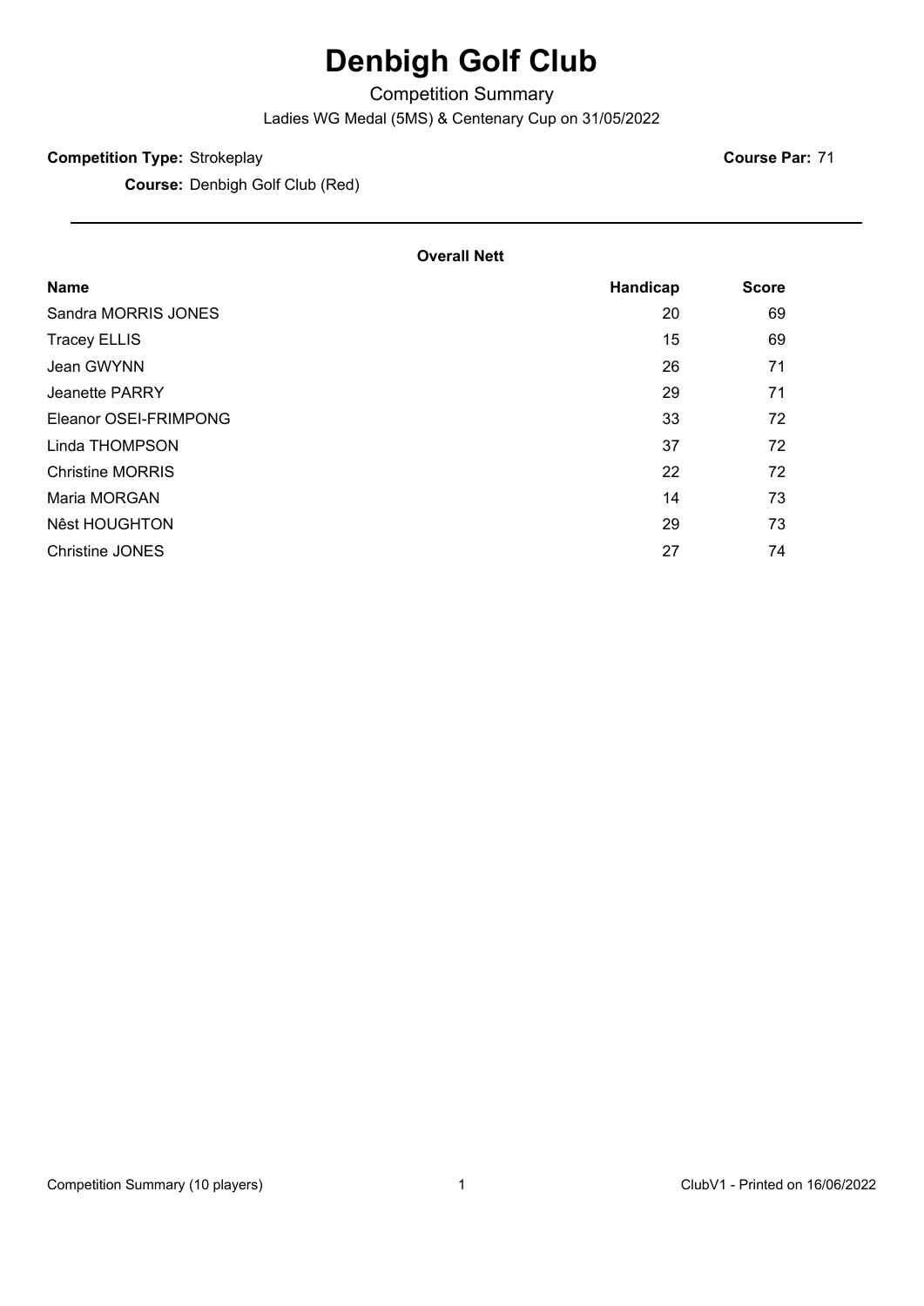# Denbigh Golf Club

Competition Summary

Ladies WG Medal (5MS) & Centenary Cup on 31/05/2022

**Competition Type:** Strokeplay **Course Par:** 71

**Course:** Denbigh Golf Club (Red)

---

**Overall Nett**

| Name | Handicap | Score |
|---|---|---|
| Sandra MORRIS JONES | 20 | 69 |
| Tracey ELLIS | 15 | 69 |
| Jean GWYNN | 26 | 71 |
| Jeanette PARRY | 29 | 71 |
| Eleanor OSEI-FRIMPONG | 33 | 72 |
| Linda THOMPSON | 37 | 72 |
| Christine MORRIS | 22 | 72 |
| Maria MORGAN | 14 | 73 |
| Nêst HOUGHTON | 29 | 73 |
| Christine JONES | 27 | 74 |

Competition Summary (10 players) ClubV1 - Printed on 16/06/2022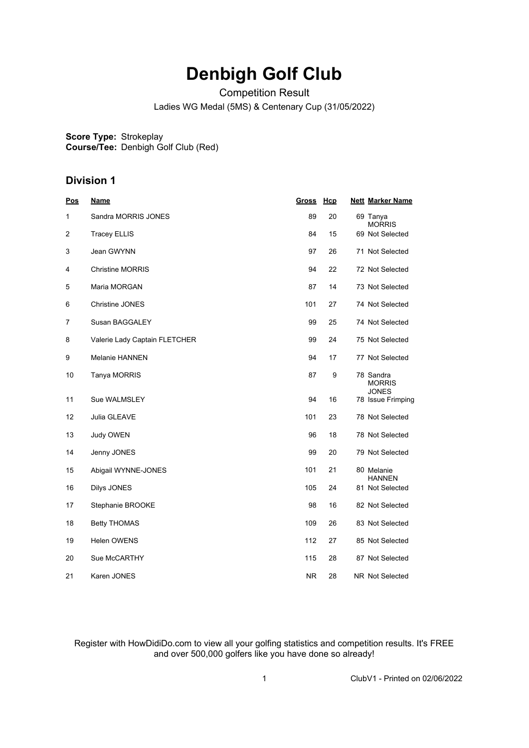# Denbigh Golf Club

Competition Result

Ladies WG Medal (5MS) & Centenary Cup (31/05/2022)

**Score Type:** Strokeplay
**Course/Tee:** Denbigh Golf Club (Red)

## Division 1

| Pos | Name | Gross | Hcp | Nett | Marker Name |
|---|---|---|---|---|---|
| 1 | Sandra MORRIS JONES | 89 | 20 | 69 | Tanya MORRIS |
| 2 | Tracey ELLIS | 84 | 15 | 69 | Not Selected |
| 3 | Jean GWYNN | 97 | 26 | 71 | Not Selected |
| 4 | Christine MORRIS | 94 | 22 | 72 | Not Selected |
| 5 | Maria MORGAN | 87 | 14 | 73 | Not Selected |
| 6 | Christine JONES | 101 | 27 | 74 | Not Selected |
| 7 | Susan BAGGALEY | 99 | 25 | 74 | Not Selected |
| 8 | Valerie Lady Captain FLETCHER | 99 | 24 | 75 | Not Selected |
| 9 | Melanie HANNEN | 94 | 17 | 77 | Not Selected |
| 10 | Tanya MORRIS | 87 | 9 | 78 | Sandra MORRIS JONES |
| 11 | Sue WALMSLEY | 94 | 16 | 78 | Issue Frimping |
| 12 | Julia GLEAVE | 101 | 23 | 78 | Not Selected |
| 13 | Judy OWEN | 96 | 18 | 78 | Not Selected |
| 14 | Jenny JONES | 99 | 20 | 79 | Not Selected |
| 15 | Abigail WYNNE-JONES | 101 | 21 | 80 | Melanie HANNEN |
| 16 | Dilys JONES | 105 | 24 | 81 | Not Selected |
| 17 | Stephanie BROOKE | 98 | 16 | 82 | Not Selected |
| 18 | Betty THOMAS | 109 | 26 | 83 | Not Selected |
| 19 | Helen OWENS | 112 | 27 | 85 | Not Selected |
| 20 | Sue McCARTHY | 115 | 28 | 87 | Not Selected |
| 21 | Karen JONES | NR | 28 | NR | Not Selected |

Register with HowDidiDo.com to view all your golfing statistics and competition results. It's FREE and over 500,000 golfers like you have done so already!

ClubV1 - Printed on 02/06/2022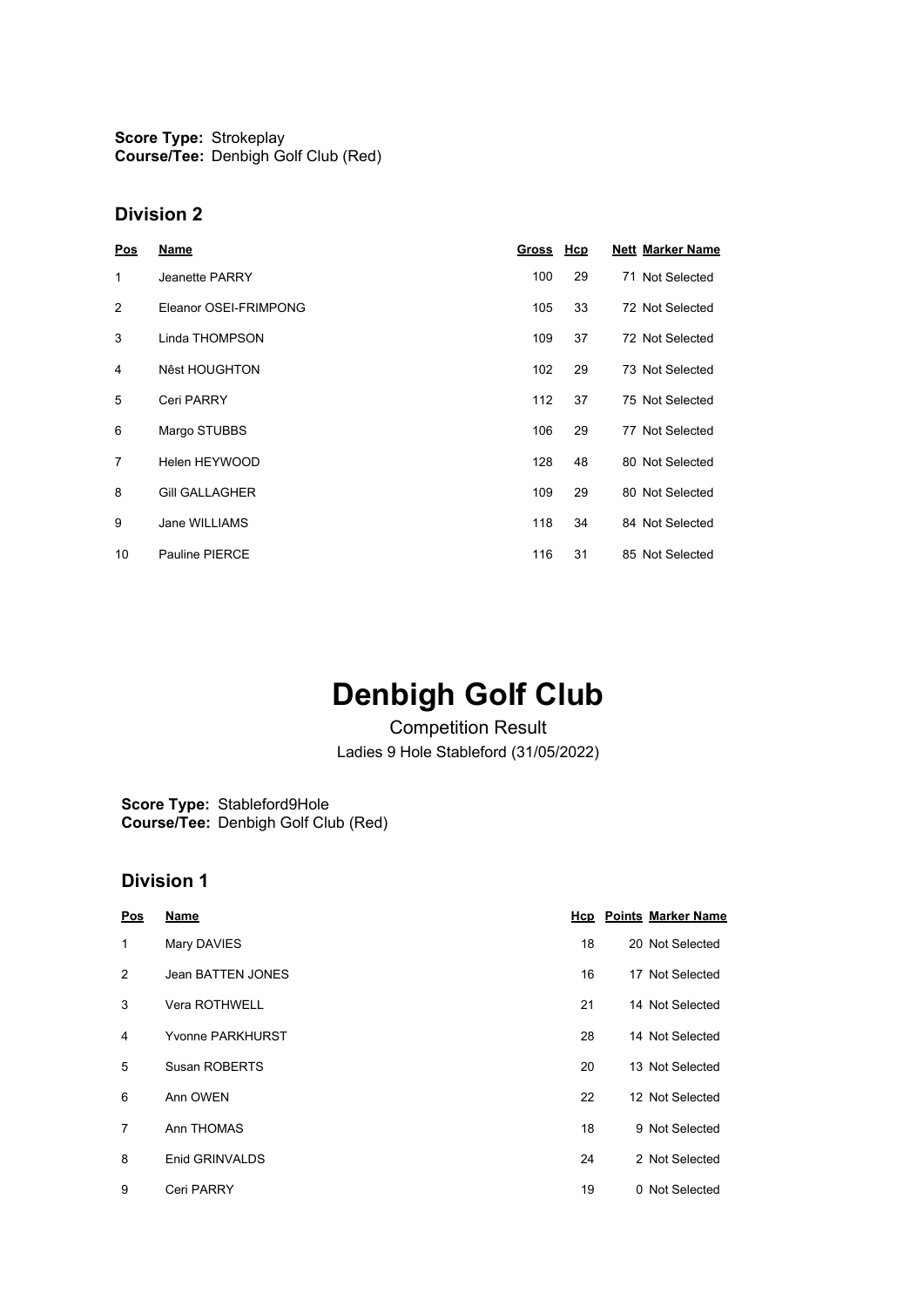**Score Type:** Strokeplay
**Course/Tee:** Denbigh Golf Club (Red)

## Division 2

| Pos | Name | Gross | Hcp | Nett | Marker Name |
|---|---|---|---|---|---|
| 1 | Jeanette PARRY | 100 | 29 | 71 | Not Selected |
| 2 | Eleanor OSEI-FRIMPONG | 105 | 33 | 72 | Not Selected |
| 3 | Linda THOMPSON | 109 | 37 | 72 | Not Selected |
| 4 | Nêst HOUGHTON | 102 | 29 | 73 | Not Selected |
| 5 | Ceri PARRY | 112 | 37 | 75 | Not Selected |
| 6 | Margo STUBBS | 106 | 29 | 77 | Not Selected |
| 7 | Helen HEYWOOD | 128 | 48 | 80 | Not Selected |
| 8 | Gill GALLAGHER | 109 | 29 | 80 | Not Selected |
| 9 | Jane WILLIAMS | 118 | 34 | 84 | Not Selected |
| 10 | Pauline PIERCE | 116 | 31 | 85 | Not Selected |

# Denbigh Golf Club

Competition Result

Ladies 9 Hole Stableford (31/05/2022)

**Score Type:** Stableford9Hole
**Course/Tee:** Denbigh Golf Club (Red)

## Division 1

| Pos | Name | Hcp | Points | Marker Name |
|---|---|---|---|---|
| 1 | Mary DAVIES | 18 | 20 | Not Selected |
| 2 | Jean BATTEN JONES | 16 | 17 | Not Selected |
| 3 | Vera ROTHWELL | 21 | 14 | Not Selected |
| 4 | Yvonne PARKHURST | 28 | 14 | Not Selected |
| 5 | Susan ROBERTS | 20 | 13 | Not Selected |
| 6 | Ann OWEN | 22 | 12 | Not Selected |
| 7 | Ann THOMAS | 18 | 9 | Not Selected |
| 8 | Enid GRINVALDS | 24 | 2 | Not Selected |
| 9 | Ceri PARRY | 19 | 0 | Not Selected |